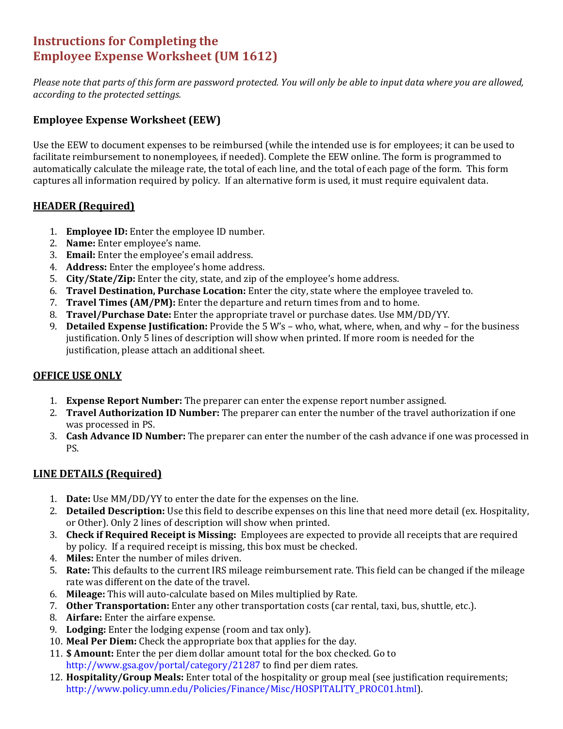# Instructions for Completing the Employee Expense Worksheet (UM 1612)

*Please note that parts of this form are password protected. You will only be able to input data where you are allowed, according to the protected settings.*

## Employee Expense Worksheet (EEW)

Use the EEW to document expenses to be reimbursed (while the intended use is for employees; it can be used to facilitate reimbursement to nonemployees, if needed). Complete the EEW online. The form is programmed to automatically calculate the mileage rate, the total of each line, and the total of each page of the form. This form captures all information required by policy. If an alternative form is used, it must require equivalent data.

### HEADER (Required)

1. **Employee ID:** Enter the employee ID number.
2. **Name:** Enter employee's name.
3. **Email:** Enter the employee's email address.
4. **Address:** Enter the employee's home address.
5. **City/State/Zip:** Enter the city, state, and zip of the employee's home address.
6. **Travel Destination, Purchase Location:** Enter the city, state where the employee traveled to.
7. **Travel Times (AM/PM):** Enter the departure and return times from and to home.
8. **Travel/Purchase Date:** Enter the appropriate travel or purchase dates. Use MM/DD/YY.
9. **Detailed Expense Justification:** Provide the 5 W's – who, what, where, when, and why – for the business justification. Only 5 lines of description will show when printed. If more room is needed for the justification, please attach an additional sheet.

### OFFICE USE ONLY

1. **Expense Report Number:** The preparer can enter the expense report number assigned.
2. **Travel Authorization ID Number:** The preparer can enter the number of the travel authorization if one was processed in PS.
3. **Cash Advance ID Number:** The preparer can enter the number of the cash advance if one was processed in PS.

### LINE DETAILS (Required)

1. **Date:** Use MM/DD/YY to enter the date for the expenses on the line.
2. **Detailed Description:** Use this field to describe expenses on this line that need more detail (ex. Hospitality, or Other). Only 2 lines of description will show when printed.
3. **Check if Required Receipt is Missing:** Employees are expected to provide all receipts that are required by policy. If a required receipt is missing, this box must be checked.
4. **Miles:** Enter the number of miles driven.
5. **Rate:** This defaults to the current IRS mileage reimbursement rate. This field can be changed if the mileage rate was different on the date of the travel.
6. **Mileage:** This will auto-calculate based on Miles multiplied by Rate.
7. **Other Transportation:** Enter any other transportation costs (car rental, taxi, bus, shuttle, etc.).
8. **Airfare:** Enter the airfare expense.
9. **Lodging:** Enter the lodging expense (room and tax only).
10. **Meal Per Diem:** Check the appropriate box that applies for the day.
11. **$ Amount:** Enter the per diem dollar amount total for the box checked. Go to http://www.gsa.gov/portal/category/21287 to find per diem rates.
12. **Hospitality/Group Meals:** Enter total of the hospitality or group meal (see justification requirements; http://www.policy.umn.edu/Policies/Finance/Misc/HOSPITALITY_PROC01.html).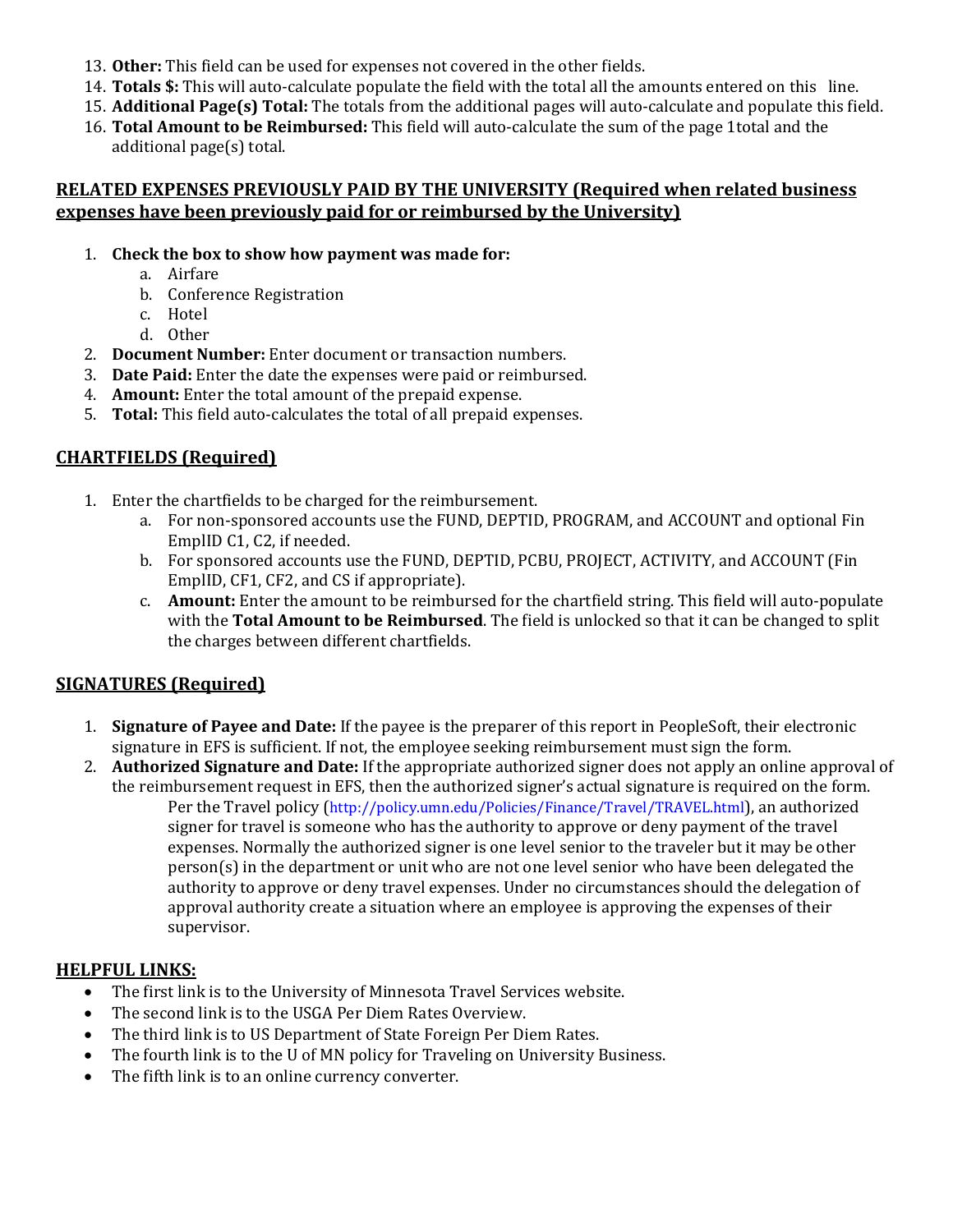13. **Other:** This field can be used for expenses not covered in the other fields.
14. **Totals $:** This will auto-calculate populate the field with the total all the amounts entered on this line.
15. **Additional Page(s) Total:** The totals from the additional pages will auto-calculate and populate this field.
16. **Total Amount to be Reimbursed:** This field will auto-calculate the sum of the page 1total and the additional page(s) total.

## RELATED EXPENSES PREVIOUSLY PAID BY THE UNIVERSITY (Required when related business expenses have been previously paid for or reimbursed by the University)

1. **Check the box to show how payment was made for:**
   a. Airfare
   b. Conference Registration
   c. Hotel
   d. Other
2. **Document Number:** Enter document or transaction numbers.
3. **Date Paid:** Enter the date the expenses were paid or reimbursed.
4. **Amount:** Enter the total amount of the prepaid expense.
5. **Total:** This field auto-calculates the total of all prepaid expenses.

## CHARTFIELDS (Required)

1. Enter the chartfields to be charged for the reimbursement.
   a. For non-sponsored accounts use the FUND, DEPTID, PROGRAM, and ACCOUNT and optional Fin EmplID C1, C2, if needed.
   b. For sponsored accounts use the FUND, DEPTID, PCBU, PROJECT, ACTIVITY, and ACCOUNT (Fin EmplID, CF1, CF2, and CS if appropriate).
   c. **Amount:** Enter the amount to be reimbursed for the chartfield string. This field will auto-populate with the **Total Amount to be Reimbursed**. The field is unlocked so that it can be changed to split the charges between different chartfields.

## SIGNATURES (Required)

1. **Signature of Payee and Date:** If the payee is the preparer of this report in PeopleSoft, their electronic signature in EFS is sufficient. If not, the employee seeking reimbursement must sign the form.
2. **Authorized Signature and Date:** If the appropriate authorized signer does not apply an online approval of the reimbursement request in EFS, then the authorized signer's actual signature is required on the form.

   Per the Travel policy (http://policy.umn.edu/Policies/Finance/Travel/TRAVEL.html), an authorized signer for travel is someone who has the authority to approve or deny payment of the travel expenses. Normally the authorized signer is one level senior to the traveler but it may be other person(s) in the department or unit who are not one level senior who have been delegated the authority to approve or deny travel expenses. Under no circumstances should the delegation of approval authority create a situation where an employee is approving the expenses of their supervisor.

## HELPFUL LINKS:

- The first link is to the University of Minnesota Travel Services website.
- The second link is to the USGA Per Diem Rates Overview.
- The third link is to US Department of State Foreign Per Diem Rates.
- The fourth link is to the U of MN policy for Traveling on University Business.
- The fifth link is to an online currency converter.